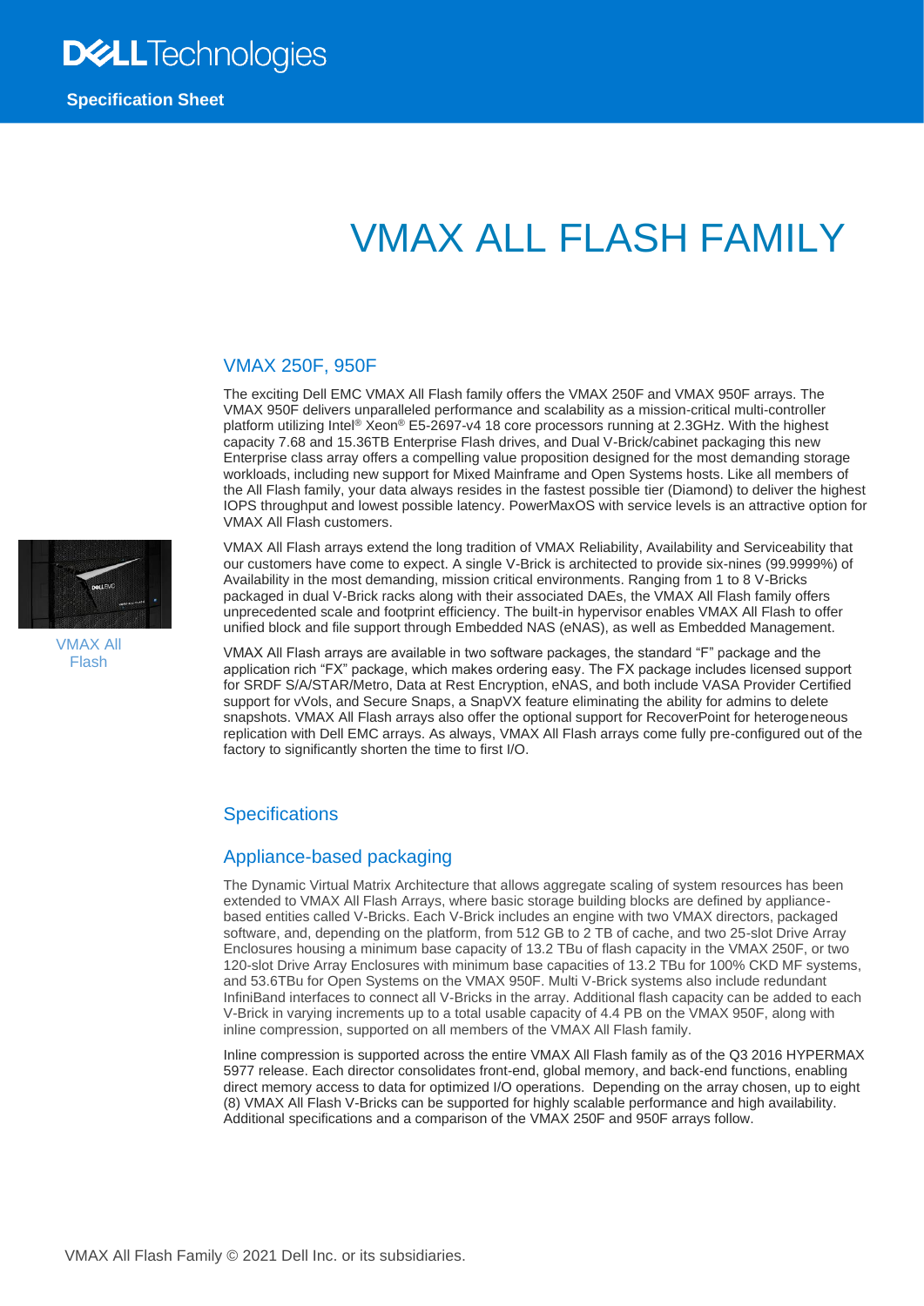Specification Sheet

# VMAX ALL FLASH FAMILY

## VMAX 250F, 950F

The exciting Dell EMC VMAX All Flash family offers the VMAX 250F and VMAX 950F arrays. The VMAX 950F delivers unparalleled performance and scalability as a mission-critical multi-controller platform utilizing Intel® Xeon® E5-2697-v4 18 core processors running at 2.3GHz. With the highest capacity 7.68 and 15.36TB Enterprise Flash drives, and Dual V-Brick/cabinet packaging this new Enterprise class array offers a compelling value proposition designed for the most demanding storage workloads, including new support for Mixed Mainframe and Open Systems hosts. Like all members of the All Flash family, your data always resides in the fastest possible tier (Diamond) to deliver the highest IOPS throughput and lowest possible latency. PowerMaxOS with service levels is an attractive option for VMAX All Flash customers.

VMAX All Flash

VMAX All Flash arrays extend the long tradition of VMAX Reliability, Availability and Serviceability that our customers have come to expect. A single V-Brick is architected to provide six-nines (99.9999%) of Availability in the most demanding, mission critical environments. Ranging from 1 to 8 V-Bricks packaged in dual V-Brick racks along with their associated DAEs, the VMAX All Flash family offers unprecedented scale and footprint efficiency. The built-in hypervisor enables VMAX All Flash to offer unified block and file support through Embedded NAS (eNAS), as well as Embedded Management.

VMAX All Flash arrays are available in two software packages, the standard "F" package and the application rich "FX" package, which makes ordering easy. The FX package includes licensed support for SRDF S/A/STAR/Metro, Data at Rest Encryption, eNAS, and both include VASA Provider Certified support for vVols, and Secure Snaps, a SnapVX feature eliminating the ability for admins to delete snapshots. VMAX All Flash arrays also offer the optional support for RecoverPoint for heterogeneous replication with Dell EMC arrays. As always, VMAX All Flash arrays come fully pre-configured out of the factory to significantly shorten the time to first I/O.

## Specifications

## Appliance-based packaging

The Dynamic Virtual Matrix Architecture that allows aggregate scaling of system resources has been extended to VMAX All Flash Arrays, where basic storage building blocks are defined by appliance-based entities called V-Bricks. Each V-Brick includes an engine with two VMAX directors, packaged software, and, depending on the platform, from 512 GB to 2 TB of cache, and two 25-slot Drive Array Enclosures housing a minimum base capacity of 13.2 TBu of flash capacity in the VMAX 250F, or two 120-slot Drive Array Enclosures with minimum base capacities of 13.2 TBu for 100% CKD MF systems, and 53.6TBu for Open Systems on the VMAX 950F. Multi V-Brick systems also include redundant InfiniBand interfaces to connect all V-Bricks in the array. Additional flash capacity can be added to each V-Brick in varying increments up to a total usable capacity of 4.4 PB on the VMAX 950F, along with inline compression, supported on all members of the VMAX All Flash family.

Inline compression is supported across the entire VMAX All Flash family as of the Q3 2016 HYPERMAX 5977 release. Each director consolidates front-end, global memory, and back-end functions, enabling direct memory access to data for optimized I/O operations. Depending on the array chosen, up to eight (8) VMAX All Flash V-Bricks can be supported for highly scalable performance and high availability. Additional specifications and a comparison of the VMAX 250F and 950F arrays follow.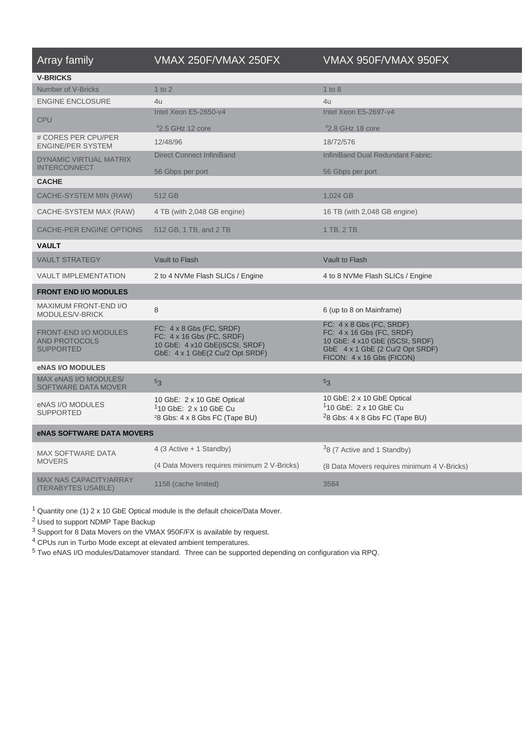| Array family | VMAX 250F/VMAX 250FX | VMAX 950F/VMAX 950FX |
|---|---|---|
| **V-BRICKS** | | |
| Number of V-Bricks | 1 to 2 | 1 to 8 |
| ENGINE ENCLOSURE | 4u | 4u |
| CPU | Intel Xeon E5-2650-v4<br>[4]2.5 GHz 12 core | Intel Xeon E5-2697-v4<br>[4]2.8 GHz 18 core |
| # CORES PER CPU/PER ENGINE/PER SYSTEM | 12/48/96 | 18/72/576 |
| DYNAMIC VIRTUAL MATRIX INTERCONNECT | Direct Connect InfiniBand<br>56 Gbps per port | InfiniBand Dual Redundant Fabric:<br>56 Gbps per port |
| **CACHE** | | |
| CACHE-SYSTEM MIN (RAW) | 512 GB | 1,024 GB |
| CACHE-SYSTEM MAX (RAW) | 4 TB (with 2,048 GB engine) | 16 TB (with 2,048 GB engine) |
| CACHE-PER ENGINE OPTIONS | 512 GB, 1 TB, and 2 TB | 1 TB, 2 TB |
| **VAULT** | | |
| VAULT STRATEGY | Vault to Flash | Vault to Flash |
| VAULT IMPLEMENTATION | 2 to 4 NVMe Flash SLICs / Engine | 4 to 8 NVMe Flash SLICs / Engine |
| **FRONT END I/O MODULES** | | |
| MAXIMUM FRONT-END I/O MODULES/V-BRICK | 8 | 6 (up to 8 on Mainframe) |
| FRONT-END I/O MODULES AND PROTOCOLS SUPPORTED | FC: 4 x 8 Gbs (FC, SRDF)<br>FC: 4 x 16 Gbs (FC, SRDF)<br>10 GbE: 4 x10 GbE(iSCSI, SRDF)<br>GbE: 4 x 1 GbE(2 Cu/2 Opt SRDF) | FC: 4 x 8 Gbs (FC, SRDF)<br>FC: 4 x 16 Gbs (FC, SRDF)<br>10 GbE: 4 x10 GbE (iSCSI, SRDF)<br>GbE 4 x 1 GbE (2 Cu/2 Opt SRDF)<br>FICON: 4 x 16 Gbs (FICON) |
| **eNAS I/O MODULES** | | |
| MAX eNAS I/O MODULES/ SOFTWARE DATA MOVER | [5]3 | [5]3 |
| eNAS I/O MODULES SUPPORTED | 10 GbE: 2 x 10 GbE Optical<br>[1]10 GbE: 2 x 10 GbE Cu<br>[2]8 Gbs: 4 x 8 Gbs FC (Tape BU) | 10 GbE: 2 x 10 GbE Optical<br>[1]10 GbE: 2 x 10 GbE Cu<br>[2]8 Gbs: 4 x 8 Gbs FC (Tape BU) |
| **eNAS SOFTWARE DATA MOVERS** | | |
| MAX SOFTWARE DATA MOVERS | 4 (3 Active + 1 Standby)<br>(4 Data Movers requires minimum 2 V-Bricks) | [3]8 (7 Active and 1 Standby)<br>(8 Data Movers requires minimum 4 V-Bricks) |
| MAX NAS CAPACITY/ARRAY (TERABYTES USABLE) | 1158 (cache limited) | 3584 |

[1] Quantity one (1) 2 x 10 GbE Optical module is the default choice/Data Mover.
[2] Used to support NDMP Tape Backup
[3] Support for 8 Data Movers on the VMAX 950F/FX is available by request.
[4] CPUs run in Turbo Mode except at elevated ambient temperatures.
[5] Two eNAS I/O modules/Datamover standard. Three can be supported depending on configuration via RPQ.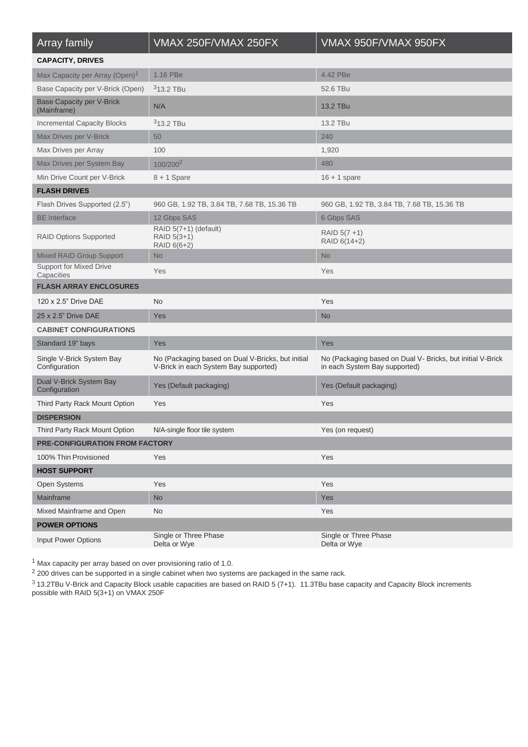| Array family | VMAX 250F/VMAX 250FX | VMAX 950F/VMAX 950FX |
|---|---|---|
| **CAPACITY, DRIVES** | | |
| Max Capacity per Array (Open)[1] | 1.16 PBe | 4.42 PBe |
| Base Capacity per V-Brick (Open) | [3]13.2 TBu | 52.6 TBu |
| Base Capacity per V-Brick (Mainframe) | N/A | 13.2 TBu |
| Incremental Capacity Blocks | [3]13.2 TBu | 13.2 TBu |
| Max Drives per V-Brick | 50 | 240 |
| Max Drives per Array | 100 | 1,920 |
| Max Drives per System Bay | 100/200[2] | 480 |
| Min Drive Count per V-Brick | 8 + 1 Spare | 16 + 1 spare |
| **FLASH DRIVES** | | |
| Flash Drives Supported (2.5") | 960 GB, 1.92 TB, 3.84 TB, 7.68 TB, 15.36 TB | 960 GB, 1.92 TB, 3.84 TB, 7.68 TB, 15.36 TB |
| BE Interface | 12 Gbps SAS | 6 Gbps SAS |
| RAID Options Supported | RAID 5(7+1) (default)<br>RAID 5(3+1)<br>RAID 6(6+2) | RAID 5(7 +1)<br>RAID 6(14+2) |
| Mixed RAID Group Support | No | No |
| Support for Mixed Drive Capacities | Yes | Yes |
| **FLASH ARRAY ENCLOSURES** | | |
| 120 x 2.5" Drive DAE | No | Yes |
| 25 x 2.5" Drive DAE | Yes | No |
| **CABINET CONFIGURATIONS** | | |
| Standard 19" bays | Yes | Yes |
| Single V-Brick System Bay Configuration | No (Packaging based on Dual V-Bricks, but initial V-Brick in each System Bay supported) | No (Packaging based on Dual V- Bricks, but initial V-Brick in each System Bay supported) |
| Dual V-Brick System Bay Configuration | Yes (Default packaging) | Yes (Default packaging) |
| Third Party Rack Mount Option | Yes | Yes |
| **DISPERSION** | | |
| Third Party Rack Mount Option | N/A-single floor tile system | Yes (on request) |
| **PRE-CONFIGURATION FROM FACTORY** | | |
| 100% Thin Provisioned | Yes | Yes |
| **HOST SUPPORT** | | |
| Open Systems | Yes | Yes |
| Mainframe | No | Yes |
| Mixed Mainframe and Open | No | Yes |
| **POWER OPTIONS** | | |
| Input Power Options | Single or Three Phase<br>Delta or Wye | Single or Three Phase<br>Delta or Wye |

[1] Max capacity per array based on over provisioning ratio of 1.0.

[2] 200 drives can be supported in a single cabinet when two systems are packaged in the same rack.

[3] 13.2TBu V-Brick and Capacity Block usable capacities are based on RAID 5 (7+1). 11.3TBu base capacity and Capacity Block increments possible with RAID 5(3+1) on VMAX 250F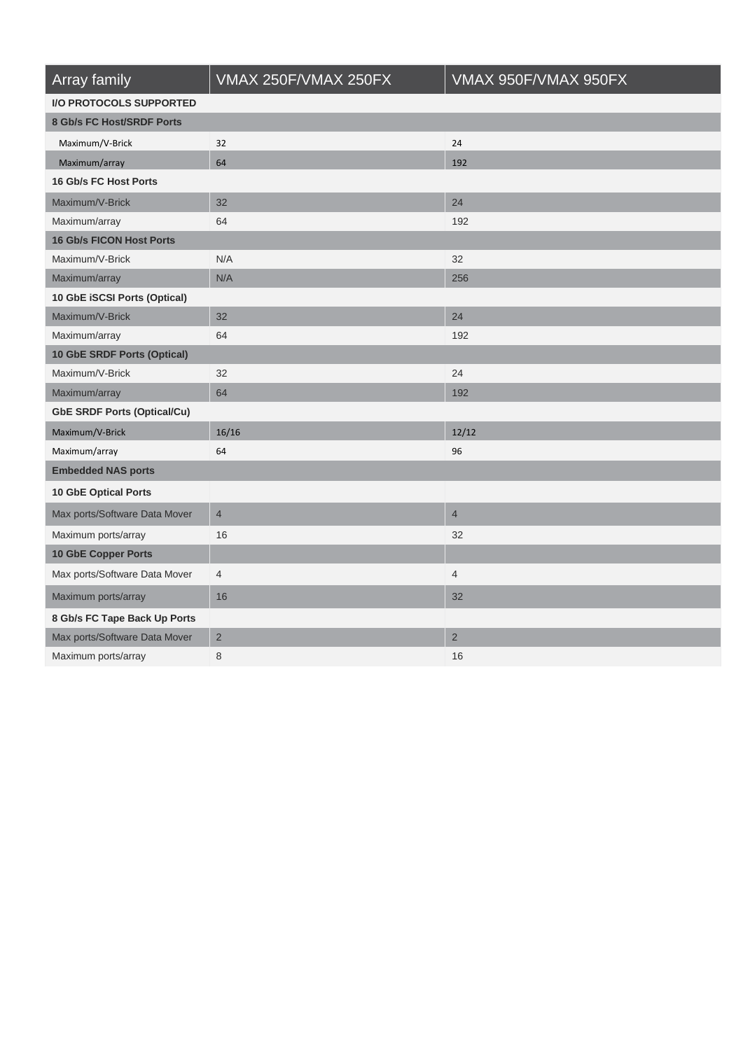| Array family | VMAX 250F/VMAX 250FX | VMAX 950F/VMAX 950FX |
|---|---|---|
| **I/O PROTOCOLS SUPPORTED** | | |
| **8 Gb/s FC Host/SRDF Ports** | | |
| Maximum/V-Brick | 32 | 24 |
| Maximum/array | 64 | 192 |
| **16 Gb/s FC Host Ports** | | |
| Maximum/V-Brick | 32 | 24 |
| Maximum/array | 64 | 192 |
| **16 Gb/s FICON Host Ports** | | |
| Maximum/V-Brick | N/A | 32 |
| Maximum/array | N/A | 256 |
| **10 GbE iSCSI Ports (Optical)** | | |
| Maximum/V-Brick | 32 | 24 |
| Maximum/array | 64 | 192 |
| **10 GbE SRDF Ports (Optical)** | | |
| Maximum/V-Brick | 32 | 24 |
| Maximum/array | 64 | 192 |
| **GbE SRDF Ports (Optical/Cu)** | | |
| Maximum/V-Brick | 16/16 | 12/12 |
| Maximum/array | 64 | 96 |
| **Embedded NAS ports** | | |
| **10 GbE Optical Ports** | | |
| Max ports/Software Data Mover | 4 | 4 |
| Maximum ports/array | 16 | 32 |
| **10 GbE Copper Ports** | | |
| Max ports/Software Data Mover | 4 | 4 |
| Maximum ports/array | 16 | 32 |
| **8 Gb/s FC Tape Back Up Ports** | | |
| Max ports/Software Data Mover | 2 | 2 |
| Maximum ports/array | 8 | 16 |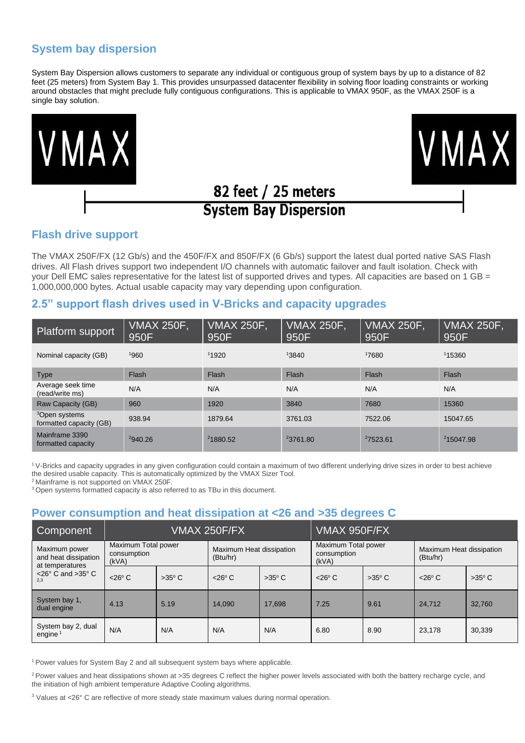## System bay dispersion

System Bay Dispersion allows customers to separate any individual or contiguous group of system bays by up to a distance of 82 feet (25 meters) from System Bay 1. This provides unsurpassed datacenter flexibility in solving floor loading constraints or working around obstacles that might preclude fully contiguous configurations. This is applicable to VMAX 950F, as the VMAX 250F is a single bay solution.

VMAX VMAX

82 feet / 25 meters

System Bay Dispersion

## Flash drive support

The VMAX 250F/FX (12 Gb/s) and the 450F/FX and 850F/FX (6 Gb/s) support the latest dual ported native SAS Flash drives. All Flash drives support two independent I/O channels with automatic failover and fault isolation. Check with your Dell EMC sales representative for the latest list of supported drives and types. All capacities are based on 1 GB = 1,000,000,000 bytes. Actual usable capacity may vary depending upon configuration.

## 2.5" support flash drives used in V-Bricks and capacity upgrades

| Platform support | VMAX 250F, 950F | VMAX 250F, 950F | VMAX 250F, 950F | VMAX 250F, 950F | VMAX 250F, 950F |
|---|---|---|---|---|---|
| Nominal capacity (GB) | [1]960 | [1]1920 | [1]3840 | [1]7680 | [1]15360 |
| Type | Flash | Flash | Flash | Flash | Flash |
| Average seek time (read/write ms) | N/A | N/A | N/A | N/A | N/A |
| Raw Capacity (GB) | 960 | 1920 | 3840 | 7680 | 15360 |
| [3]Open systems formatted capacity (GB) | 938.94 | 1879.64 | 3761.03 | 7522.06 | 15047.65 |
| Mainframe 3390 formatted capacity | [2]940.26 | [2]1880.52 | [2]3761.80 | [2]7523.61 | [2]15047.98 |

[1] V-Bricks and capacity upgrades in any given configuration could contain a maximum of two different underlying drive sizes in order to best achieve the desired usable capacity. This is automatically optimized by the VMAX Sizer Tool.
[2] Mainframe is not supported on VMAX 250F.
[3] Open systems formatted capacity is also referred to as TBu in this document.

## Power consumption and heat dissipation at <26 and >35 degrees C

| Component | VMAX 250F/FX | | | | VMAX 950F/FX | | | |
|---|---|---|---|---|---|---|---|---|
| Maximum power and heat dissipation at temperatures <26° C and >35° C [2,3] | Maximum Total power consumption (kVA) | | Maximum Heat dissipation (Btu/hr) | | Maximum Total power consumption (kVA) | | Maximum Heat dissipation (Btu/hr) | |
| | <26° C | >35° C | <26° C | >35° C | <26° C | >35° C | <26° C | >35° C |
| System bay 1, dual engine | 4.13 | 5.19 | 14,090 | 17,698 | 7.25 | 9.61 | 24,712 | 32,760 |
| System bay 2, dual engine [1] | N/A | N/A | N/A | N/A | 6.80 | 8.90 | 23,178 | 30,339 |

[1] Power values for System Bay 2 and all subsequent system bays where applicable.

[2] Power values and heat dissipations shown at >35 degrees C reflect the higher power levels associated with both the battery recharge cycle, and the initiation of high ambient temperature Adaptive Cooling algorithms.

[3] Values at <26° C are reflective of more steady state maximum values during normal operation.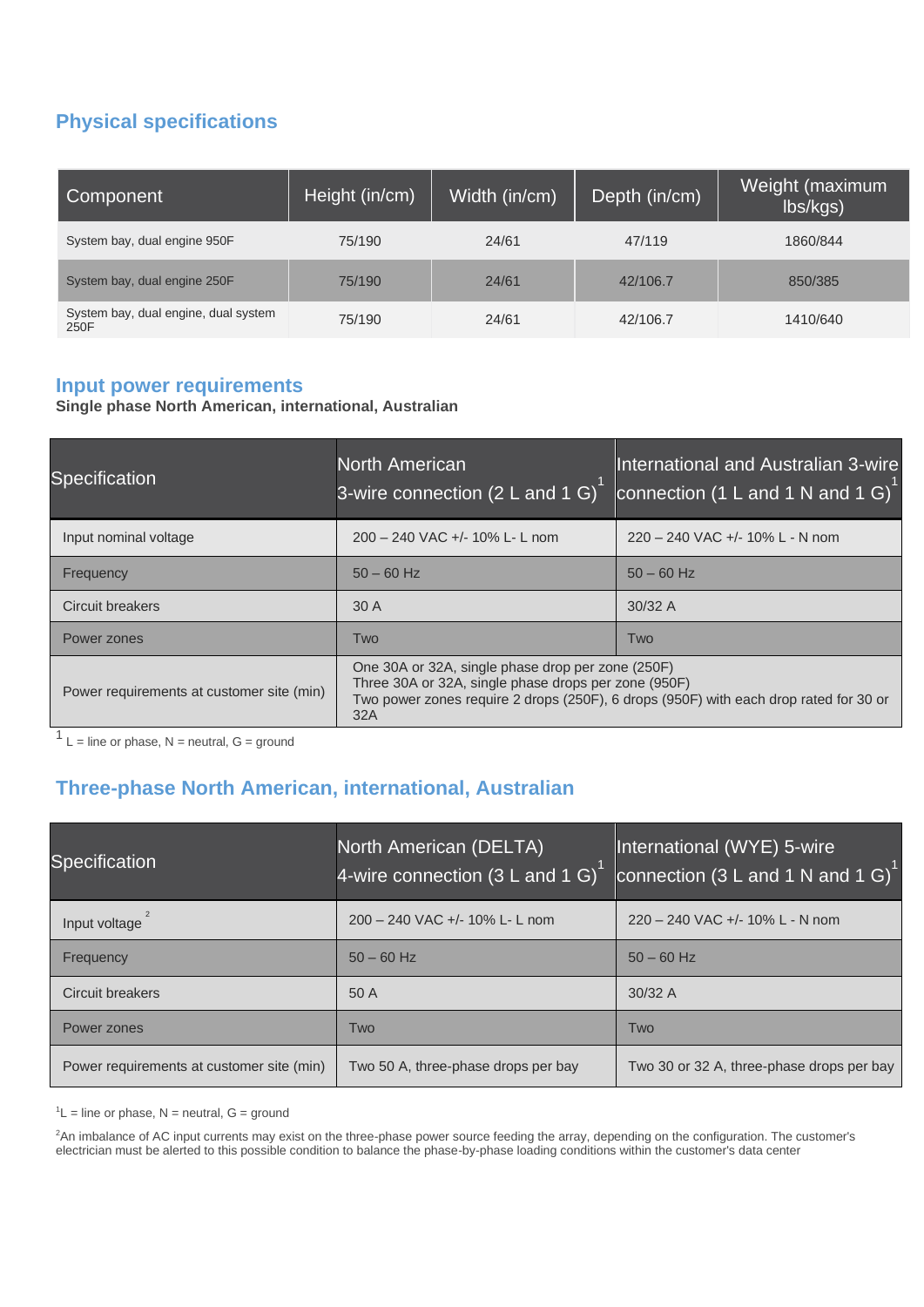## Physical specifications

| Component | Height (in/cm) | Width (in/cm) | Depth (in/cm) | Weight (maximum lbs/kgs) |
|---|---|---|---|---|
| System bay, dual engine 950F | 75/190 | 24/61 | 47/119 | 1860/844 |
| System bay, dual engine 250F | 75/190 | 24/61 | 42/106.7 | 850/385 |
| System bay, dual engine, dual system 250F | 75/190 | 24/61 | 42/106.7 | 1410/640 |

## Input power requirements

**Single phase North American, international, Australian**

| Specification | North American 3-wire connection (2 L and 1 G)[1] | International and Australian 3-wire connection (1 L and 1 N and 1 G)[1] |
|---|---|---|
| Input nominal voltage | 200 – 240 VAC +/- 10% L- L nom | 220 – 240 VAC +/- 10% L - N nom |
| Frequency | 50 – 60 Hz | 50 – 60 Hz |
| Circuit breakers | 30 A | 30/32 A |
| Power zones | Two | Two |
| Power requirements at customer site (min) | One 30A or 32A, single phase drop per zone (250F) Three 30A or 32A, single phase drops per zone (950F) Two power zones require 2 drops (250F), 6 drops (950F) with each drop rated for 30 or 32A | |

[1] L = line or phase, N = neutral, G = ground

## Three-phase North American, international, Australian

| Specification | North American (DELTA) 4-wire connection (3 L and 1 G)[1] | International (WYE) 5-wire connection (3 L and 1 N and 1 G)[1] |
|---|---|---|
| Input voltage[2] | 200 – 240 VAC +/- 10% L- L nom | 220 – 240 VAC +/- 10% L - N nom |
| Frequency | 50 – 60 Hz | 50 – 60 Hz |
| Circuit breakers | 50 A | 30/32 A |
| Power zones | Two | Two |
| Power requirements at customer site (min) | Two 50 A, three-phase drops per bay | Two 30 or 32 A, three-phase drops per bay |

[1]L = line or phase, N = neutral, G = ground

[2]An imbalance of AC input currents may exist on the three-phase power source feeding the array, depending on the configuration. The customer's electrician must be alerted to this possible condition to balance the phase-by-phase loading conditions within the customer's data center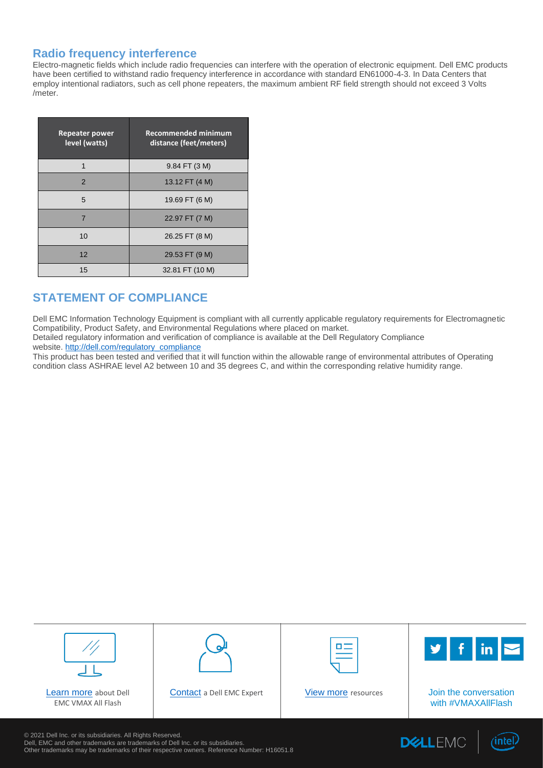## Radio frequency interference

Electro-magnetic fields which include radio frequencies can interfere with the operation of electronic equipment. Dell EMC products have been certified to withstand radio frequency interference in accordance with standard EN61000-4-3. In Data Centers that employ intentional radiators, such as cell phone repeaters, the maximum ambient RF field strength should not exceed 3 Volts /meter.

| Repeater power level (watts) | Recommended minimum distance (feet/meters) |
|---|---|
| 1 | 9.84 FT (3 M) |
| 2 | 13.12 FT (4 M) |
| 5 | 19.69 FT (6 M) |
| 7 | 22.97 FT (7 M) |
| 10 | 26.25 FT (8 M) |
| 12 | 29.53 FT (9 M) |
| 15 | 32.81 FT (10 M) |

## STATEMENT OF COMPLIANCE

Dell EMC Information Technology Equipment is compliant with all currently applicable regulatory requirements for Electromagnetic Compatibility, Product Safety, and Environmental Regulations where placed on market.
Detailed regulatory information and verification of compliance is available at the Dell Regulatory Compliance website. http://dell.com/regulatory_compliance
This product has been tested and verified that it will function within the allowable range of environmental attributes of Operating condition class ASHRAE level A2 between 10 and 35 degrees C, and within the corresponding relative humidity range.

Learn more about Dell EMC VMAX All Flash

Contact a Dell EMC Expert

View more resources

Join the conversation with #VMAXAllFlash

© 2021 Dell Inc. or its subsidiaries. All Rights Reserved.
Dell, EMC and other trademarks are trademarks of Dell Inc. or its subsidiaries.
Other trademarks may be trademarks of their respective owners. Reference Number: H16051.8